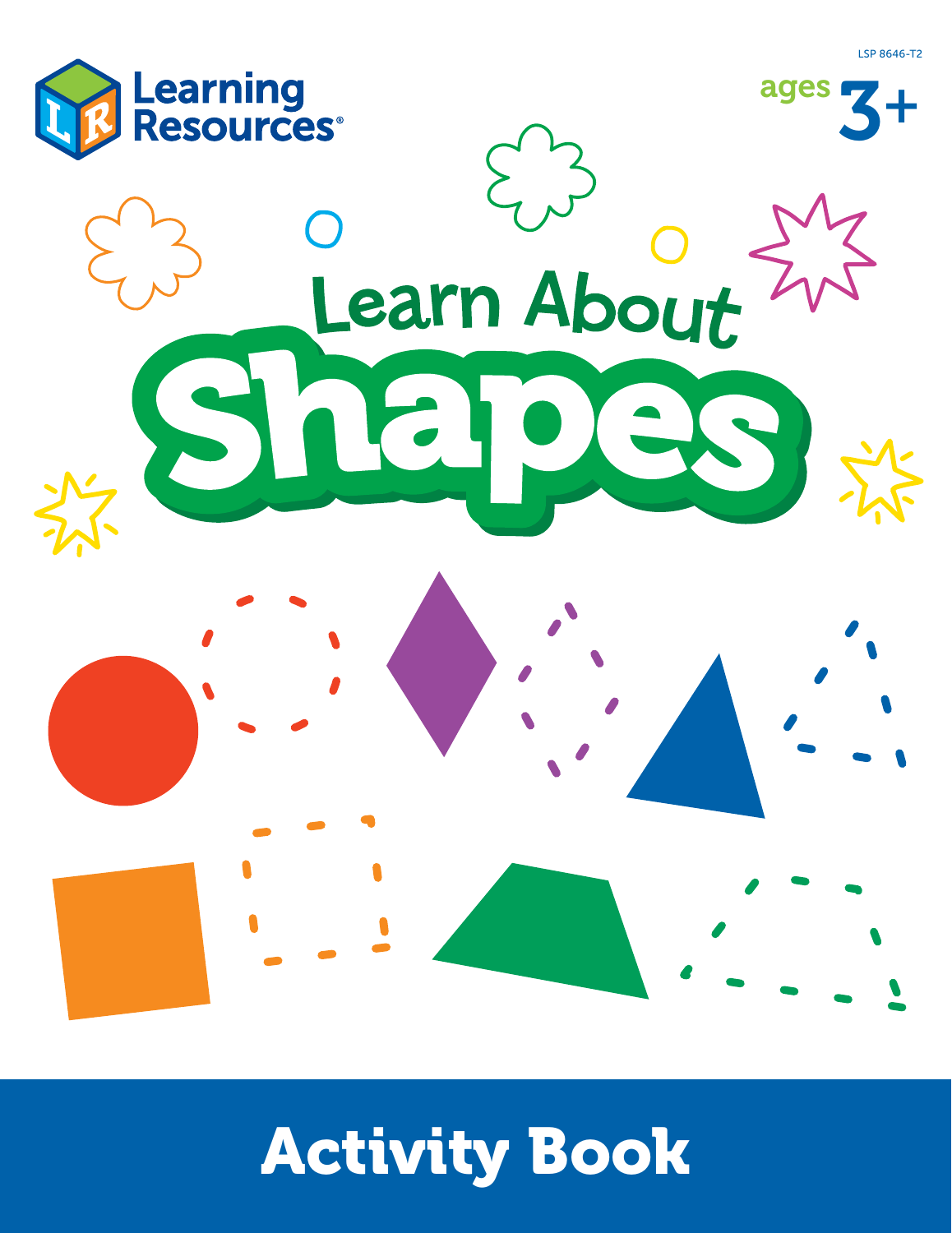LSP 8646-T2

Learning Resources®

ages 3+

# Learn About Shapes

## Activity Book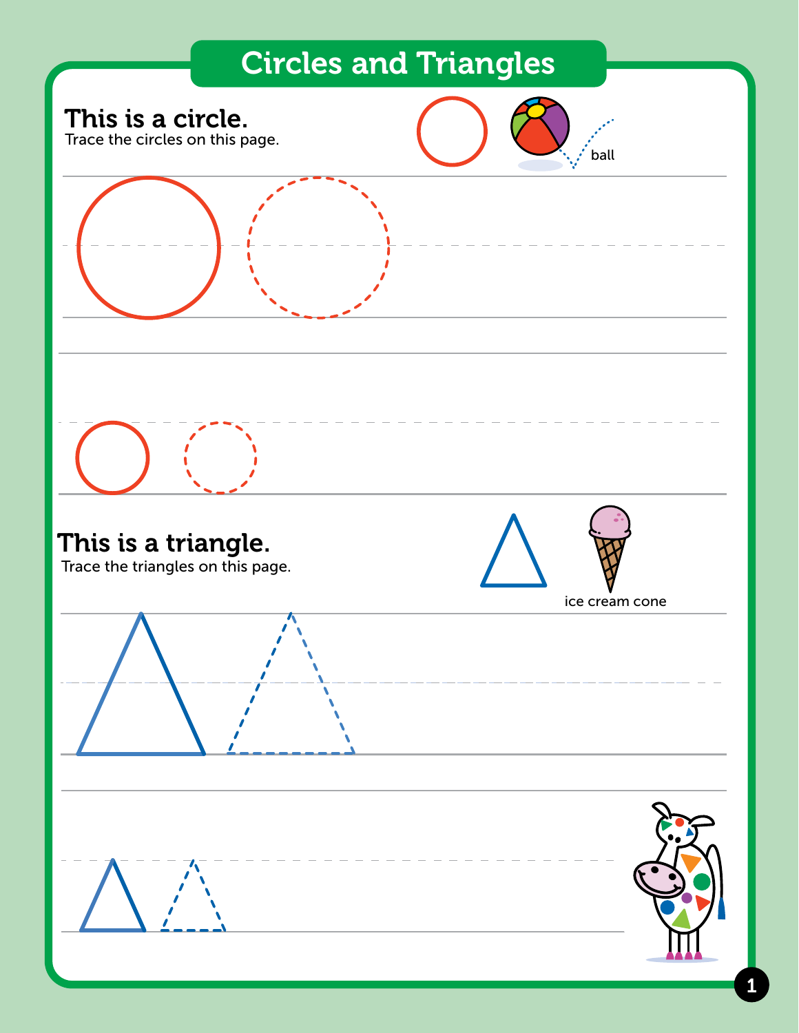# Circles and Triangles

## This is a circle.

Trace the circles on this page.

ball

## This is a triangle.

Trace the triangles on this page.

ice cream cone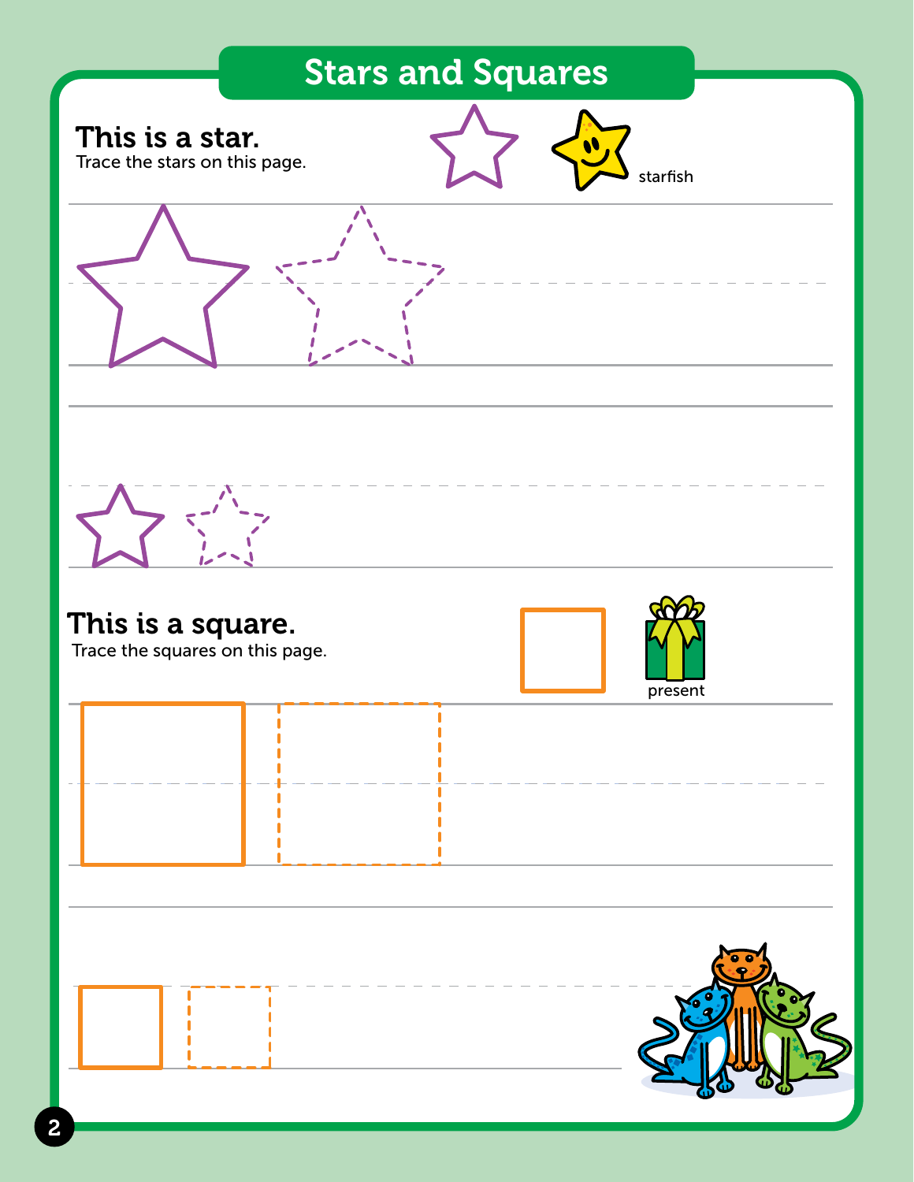# Stars and Squares

**This is a star.**

Trace the stars on this page.

starfish

**This is a square.**

Trace the squares on this page.

present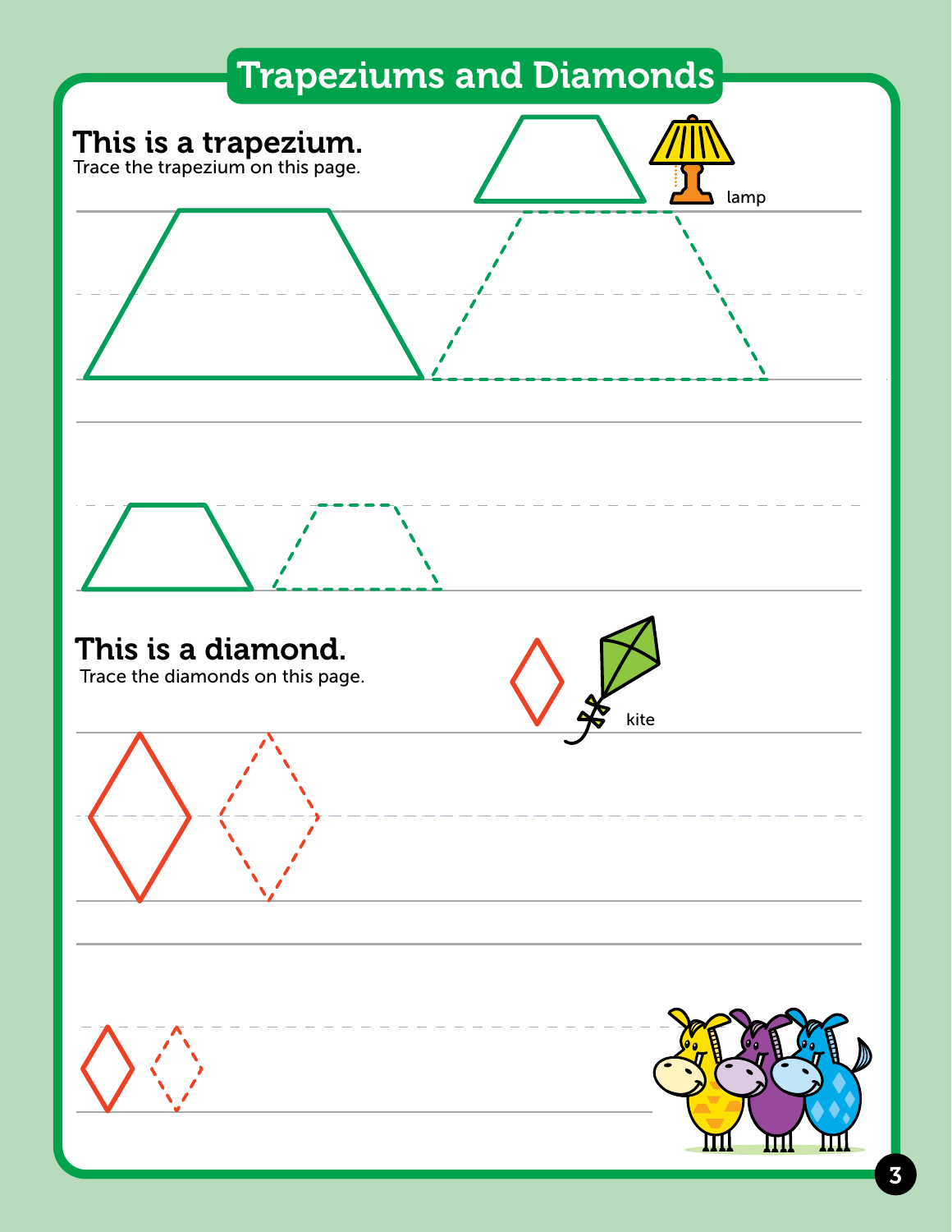# Trapeziums and Diamonds

## This is a trapezium.

Trace the trapezium on this page.

lamp

## This is a diamond.

Trace the diamonds on this page.

kite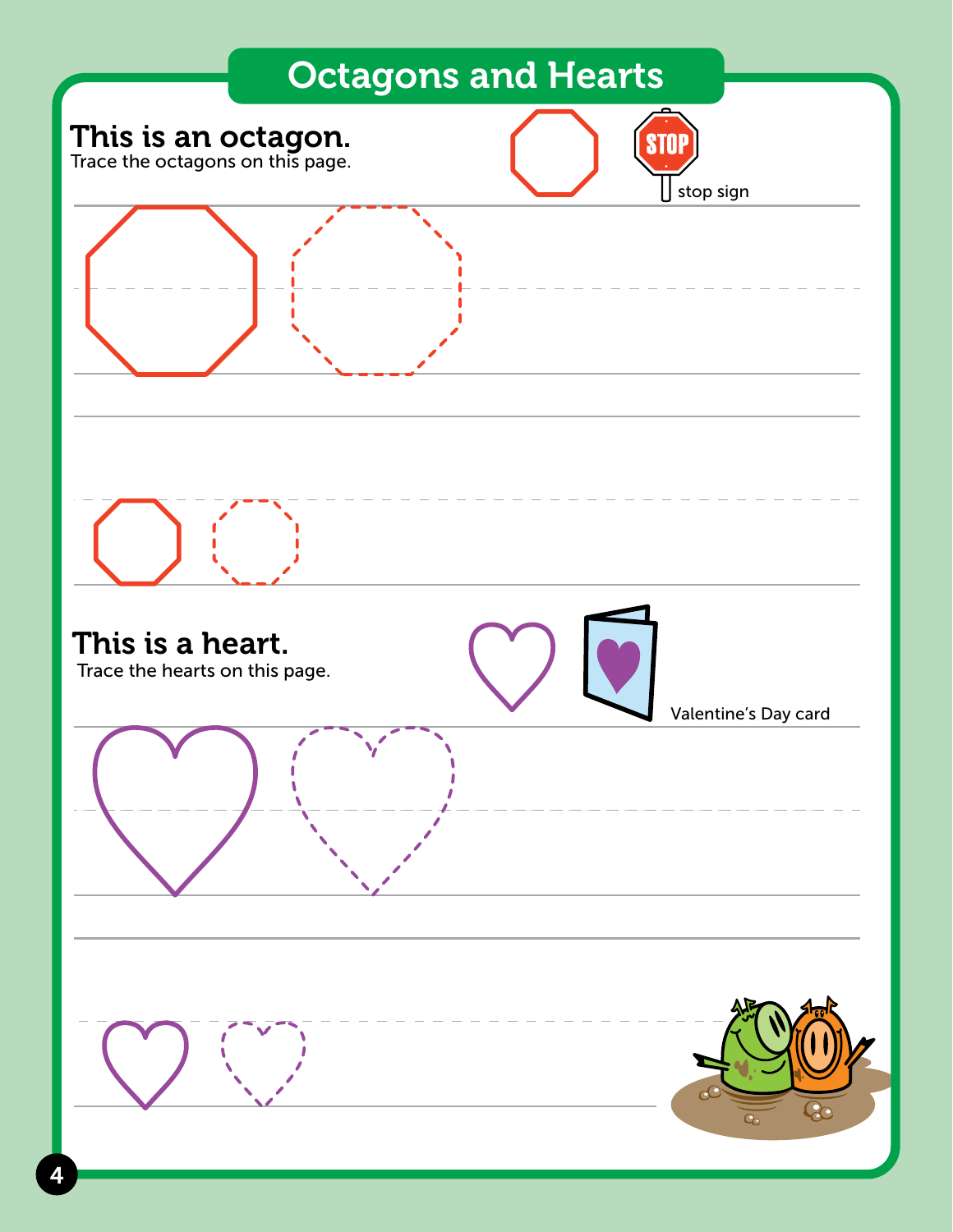# Octagons and Hearts

## This is an octagon.

Trace the octagons on this page.

STOP

stop sign

## This is a heart.

Trace the hearts on this page.

Valentine's Day card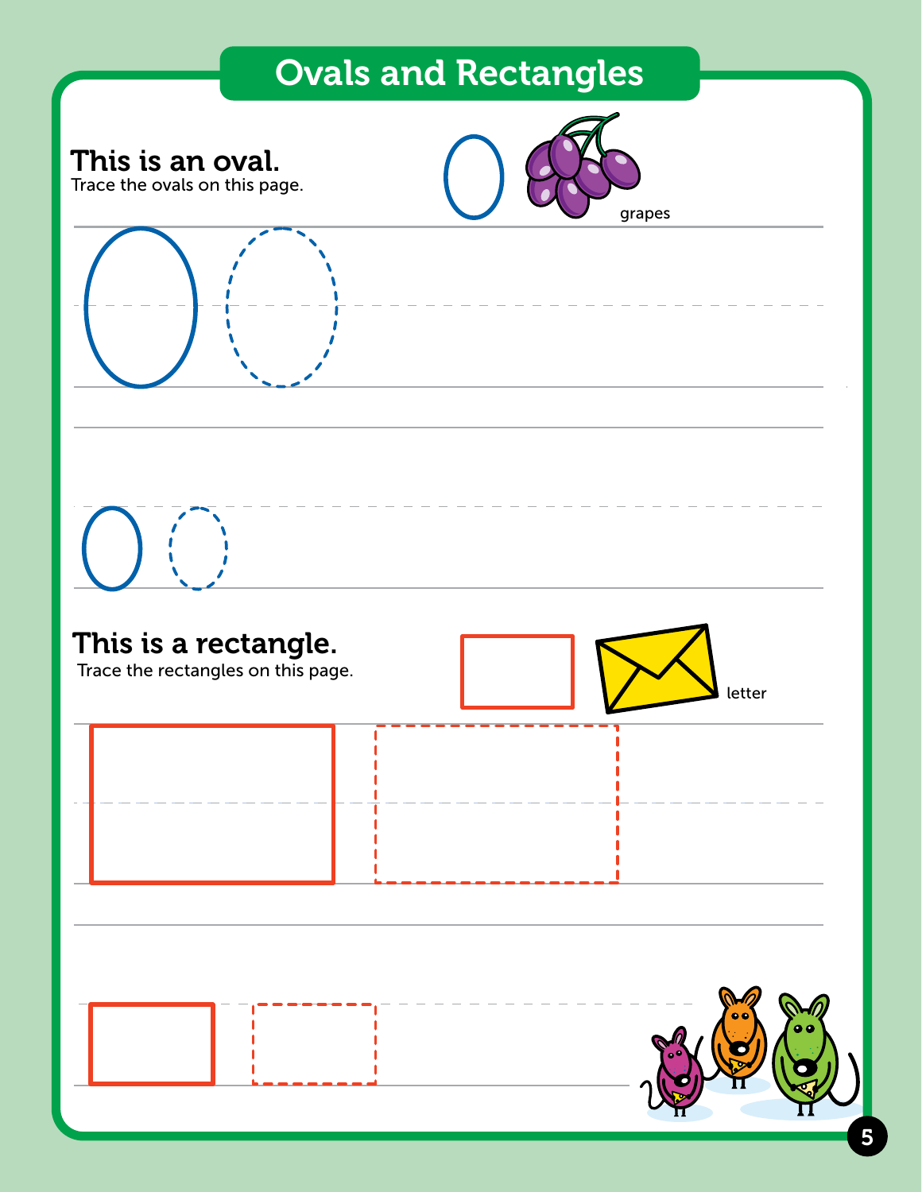# Ovals and Rectangles

## This is an oval.

Trace the ovals on this page.

grapes

## This is a rectangle.

Trace the rectangles on this page.

letter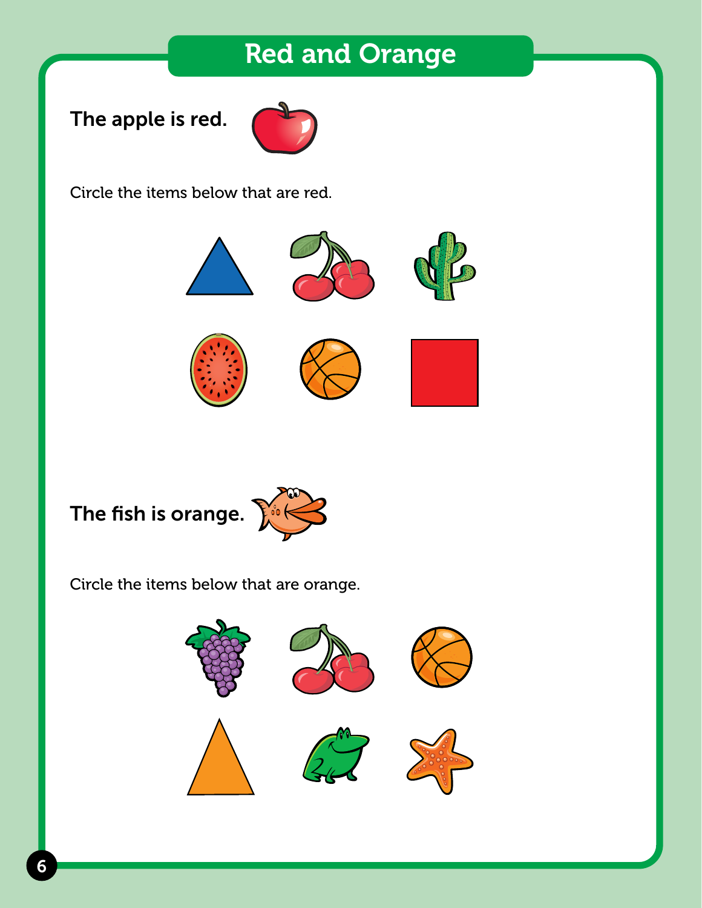# Red and Orange

**The apple is red.**

Circle the items below that are red.

**The fish is orange.**

Circle the items below that are orange.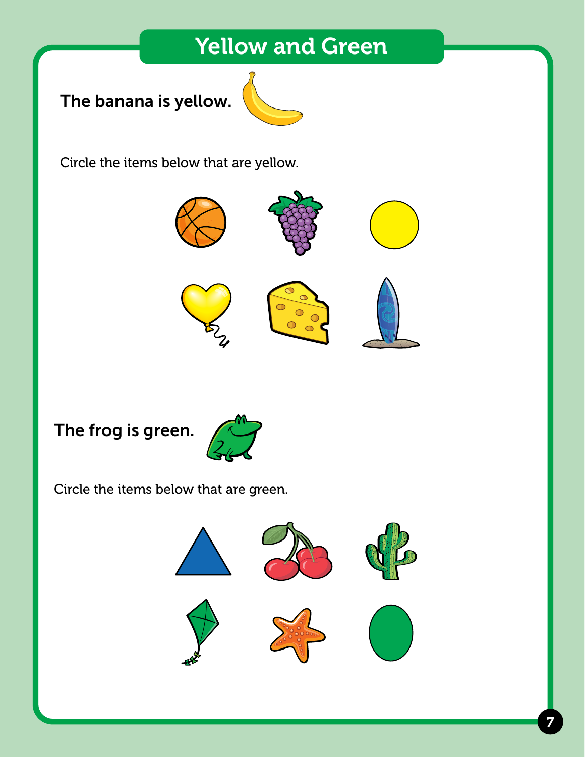# Yellow and Green

**The banana is yellow.**

Circle the items below that are yellow.

**The frog is green.**

Circle the items below that are green.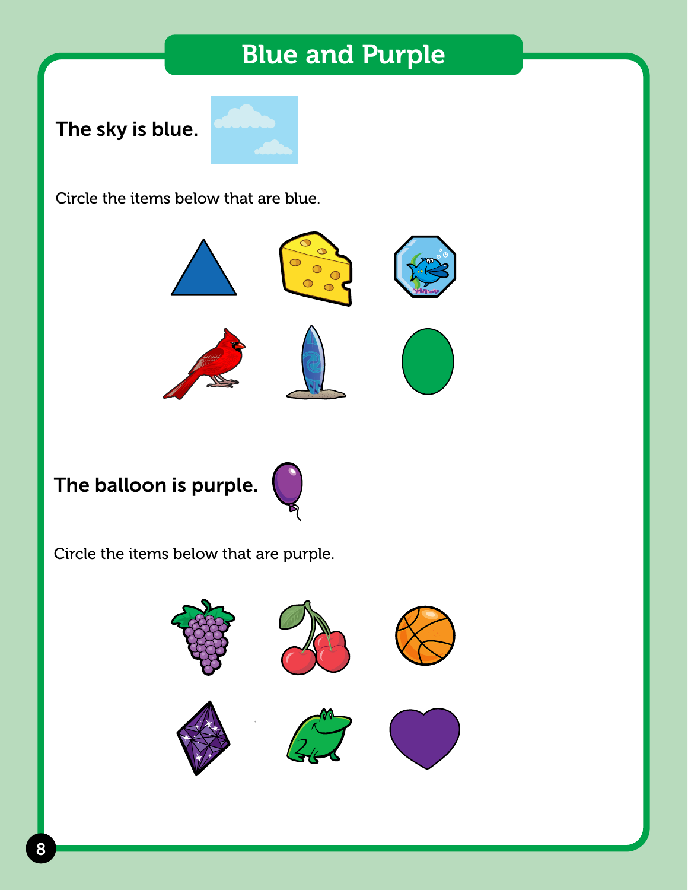# Blue and Purple

**The sky is blue.**

Circle the items below that are blue.

**The balloon is purple.**

Circle the items below that are purple.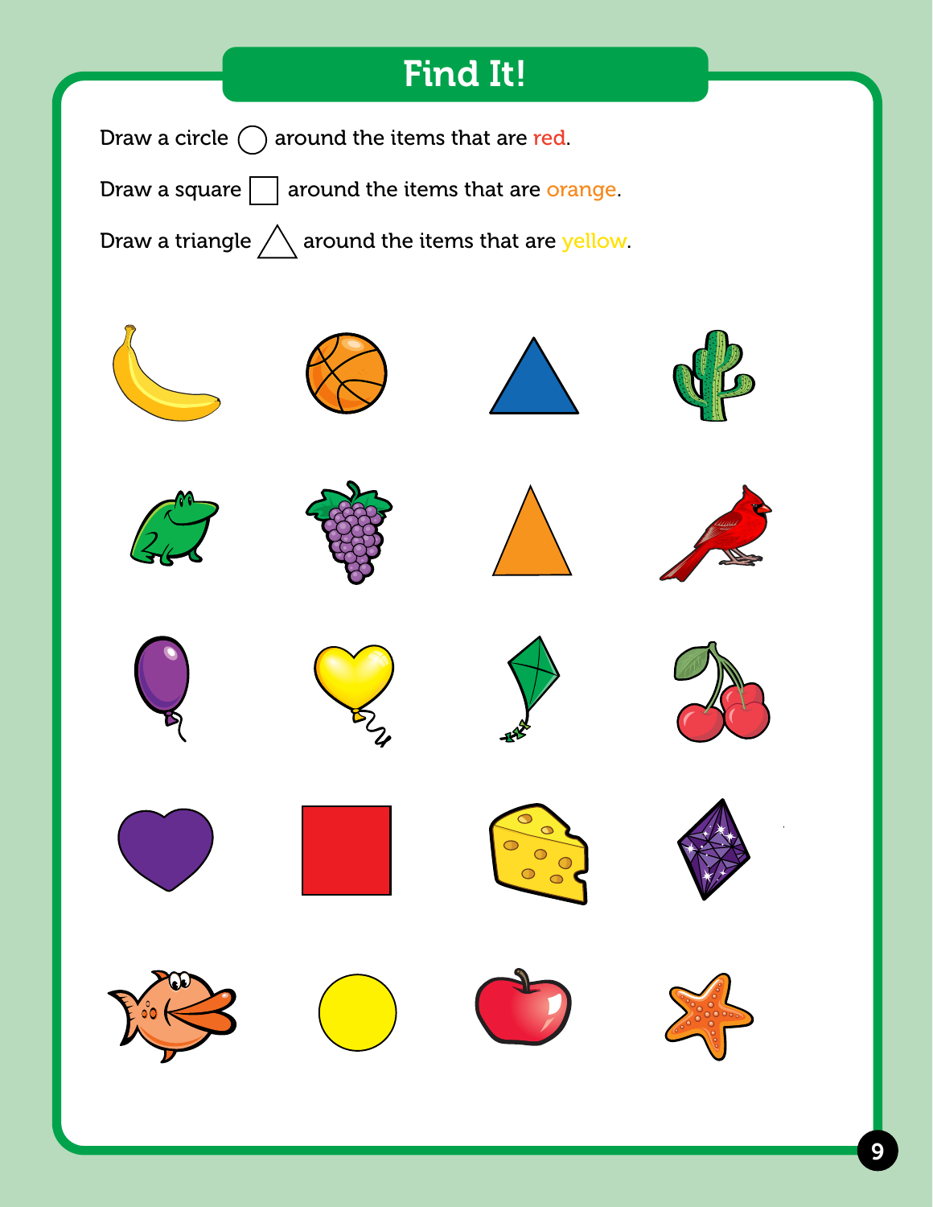# Find It!

Draw a circle ◯ around the items that are red.

Draw a square ☐ around the items that are orange.

Draw a triangle △ around the items that are yellow.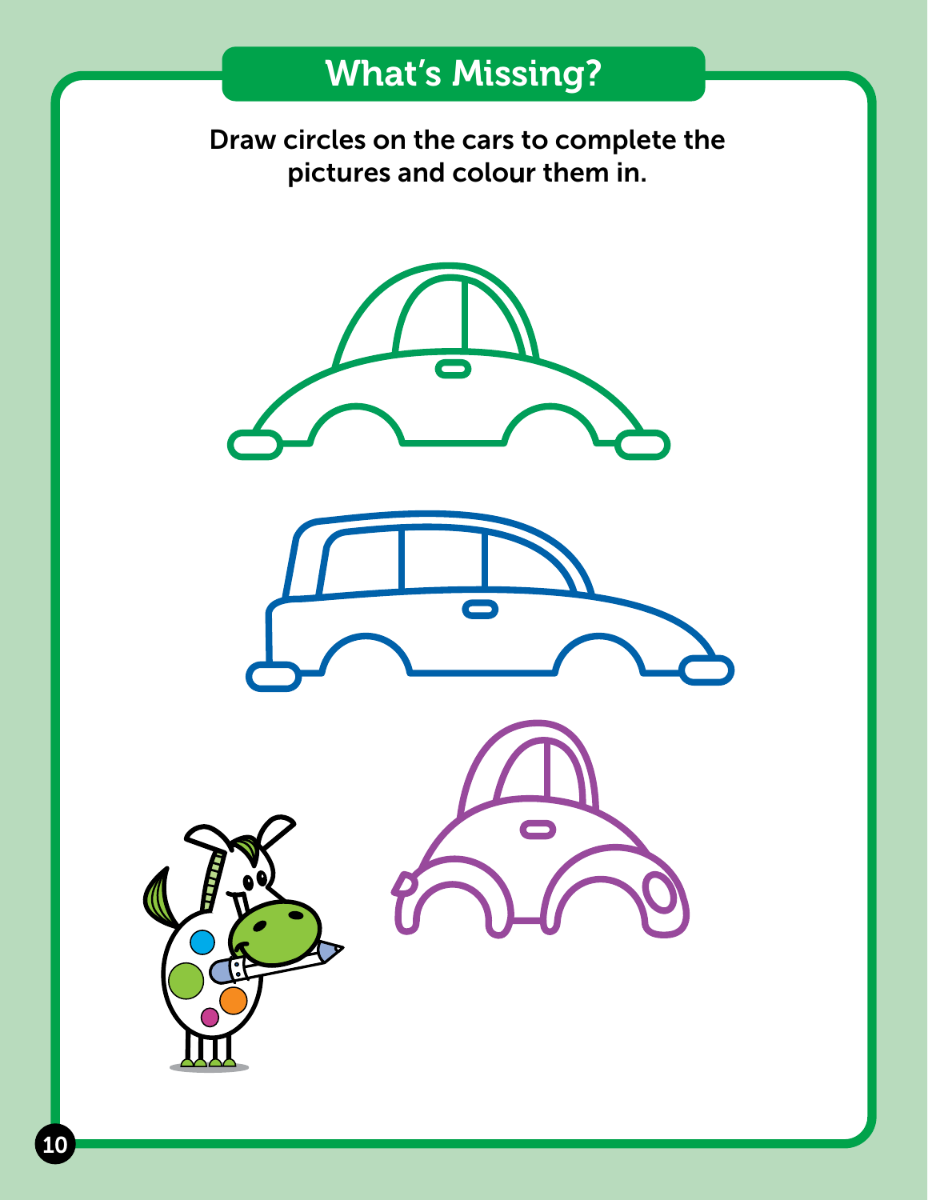# What's Missing?

Draw circles on the cars to complete the pictures and colour them in.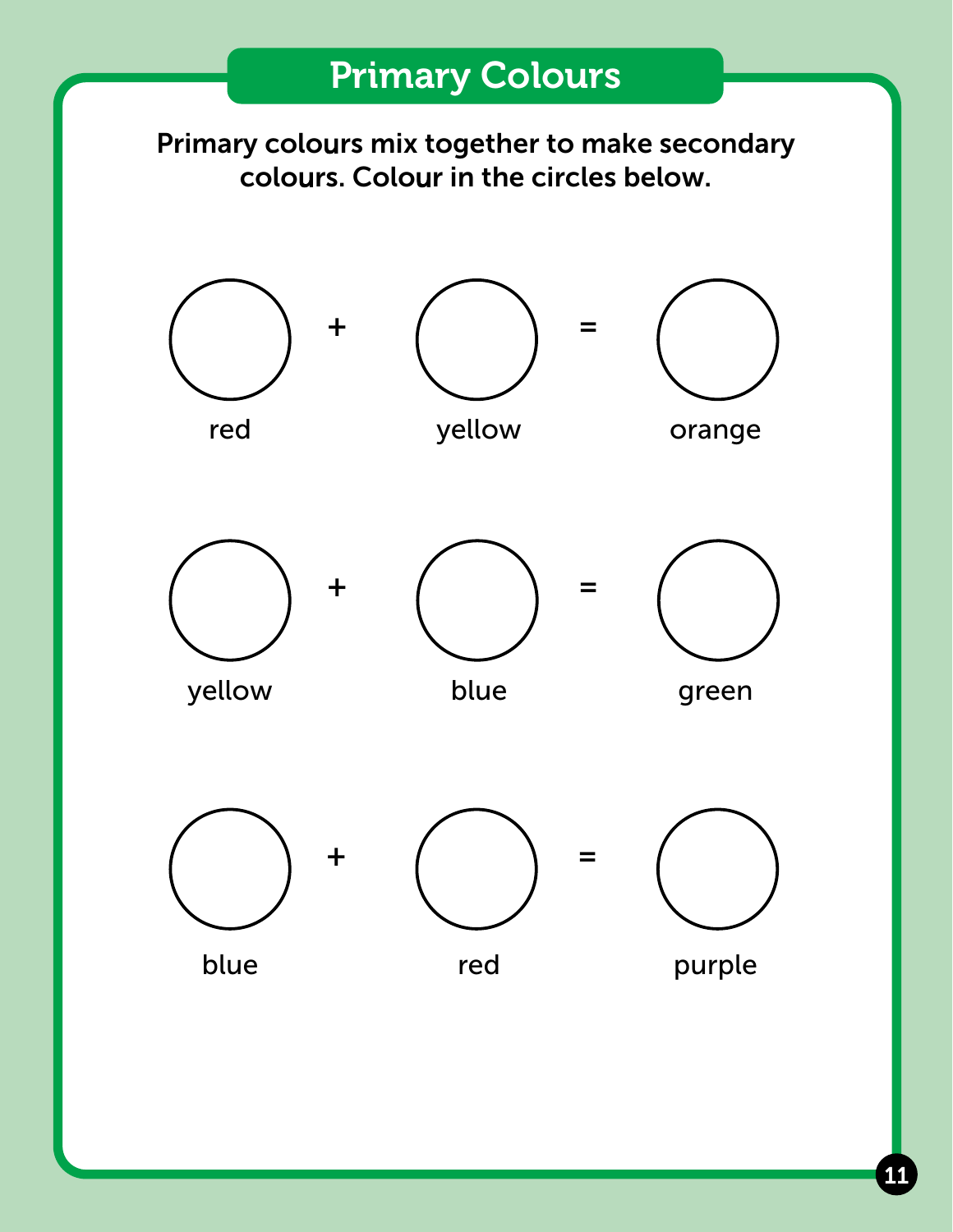# Primary Colours

**Primary colours mix together to make secondary colours. Colour in the circles below.**

red + yellow = orange

yellow + blue = green

blue + red = purple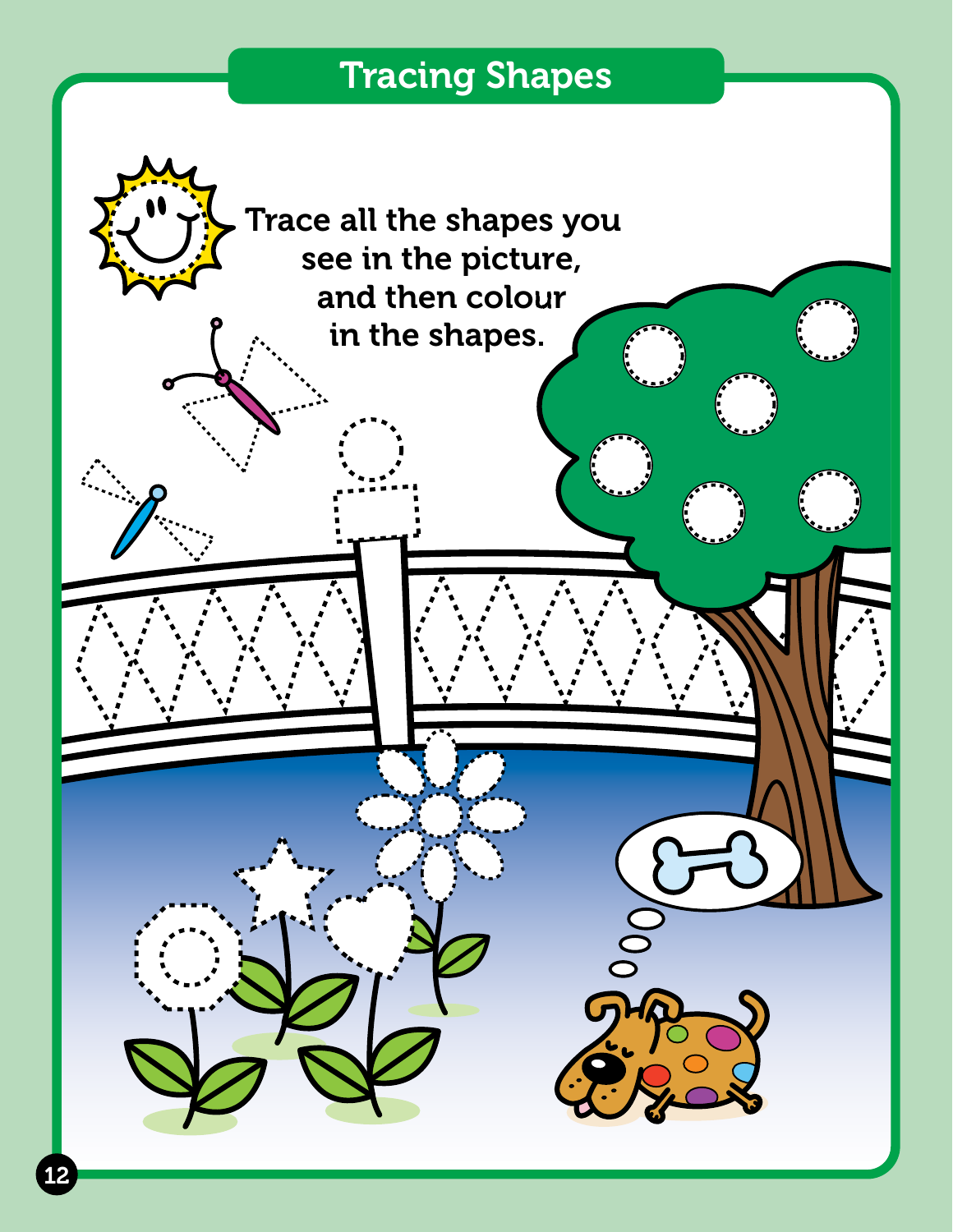## Tracing Shapes

Trace all the shapes you see in the picture, and then colour in the shapes.